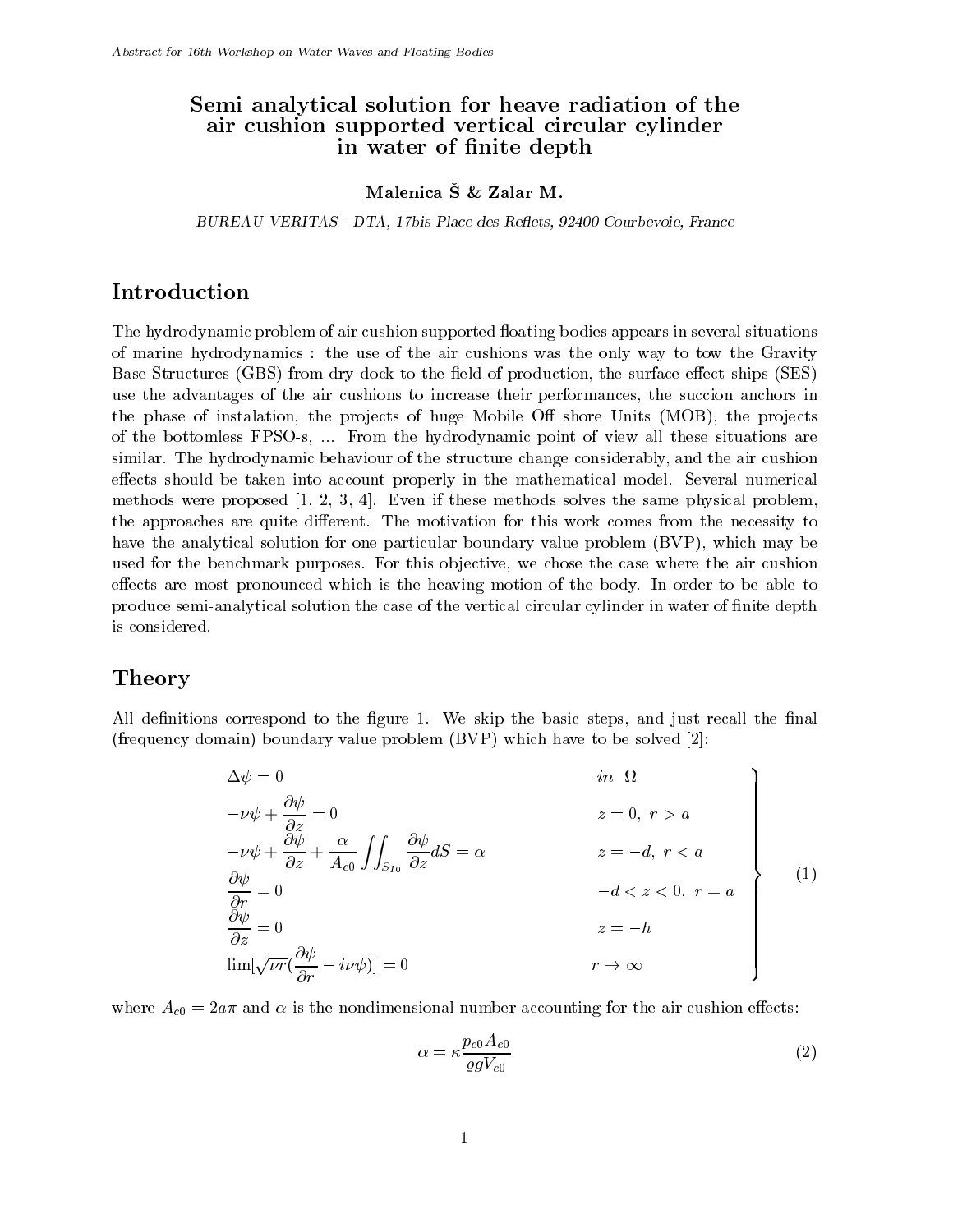# Semi analytical solution for heave radiation of the air cushion supported vertical circular cylinder in water of finite depth

**Malenica Š & Zalar M.**

*BUREAU VERITAS - DTA, 17bis Place des Reflets, 92400 Courbevoie, France*

## Introduction

The hydrodynamic problem of air cushion supported floating bodies appears in several situations of marine hydrodynamics : the use of the air cushions was the only way to tow the Gravity Base Structures (GBS) from dry dock to the field of production, the surface effect ships (SES) use the advantages of the air cushions to increase their performances, the succion anchors in the phase of instalation, the projects of huge Mobile Off shore Units (MOB), the projects of the bottomless FPSO-s, ... From the hydrodynamic point of view all these situations are similar. The hydrodynamic behaviour of the structure change considerably, and the air cushion effects should be taken into account properly in the mathematical model. Several numerical methods were proposed [1, 2, 3, 4]. Even if these methods solves the same physical problem, the approaches are quite different. The motivation for this work comes from the necessity to have the analytical solution for one particular boundary value problem (BVP), which may be used for the benchmark purposes. For this objective, we chose the case where the air cushion effects are most pronounced which is the heaving motion of the body. In order to be able to produce semi-analytical solution the case of the vertical circular cylinder in water of finite depth is considered.

## Theory

All definitions correspond to the figure 1. We skip the basic steps, and just recall the final (frequency domain) boundary value problem (BVP) which have to be solved [2]:

$$
\left.
\begin{array}{lll}
\Delta\psi = 0 & & in \;\; \Omega \\
-\nu\psi + \dfrac{\partial\psi}{\partial z} = 0 & & z = 0, \; r > a \\
-\nu\psi + \dfrac{\partial\psi}{\partial z} + \dfrac{\alpha}{A_{c0}} \displaystyle\iint_{S_{I0}} \dfrac{\partial\psi}{\partial z} dS = \alpha & & z = -d, \; r < a \\
\dfrac{\partial\psi}{\partial r} = 0 & & -d < z < 0, \; r = a \\
\dfrac{\partial\psi}{\partial z} = 0 & & z = -h \\
\lim[\sqrt{\nu r}(\dfrac{\partial\psi}{\partial r} - i\nu\psi)] = 0 & & r \to \infty
\end{array}
\right\} \tag{1}
$$

where $A_{c0} = 2a\pi$ and $\alpha$ is the nondimensional number accounting for the air cushion effects:

$$
\alpha = \kappa \frac{p_{c0} A_{c0}}{\varrho g V_{c0}} \tag{2}
$$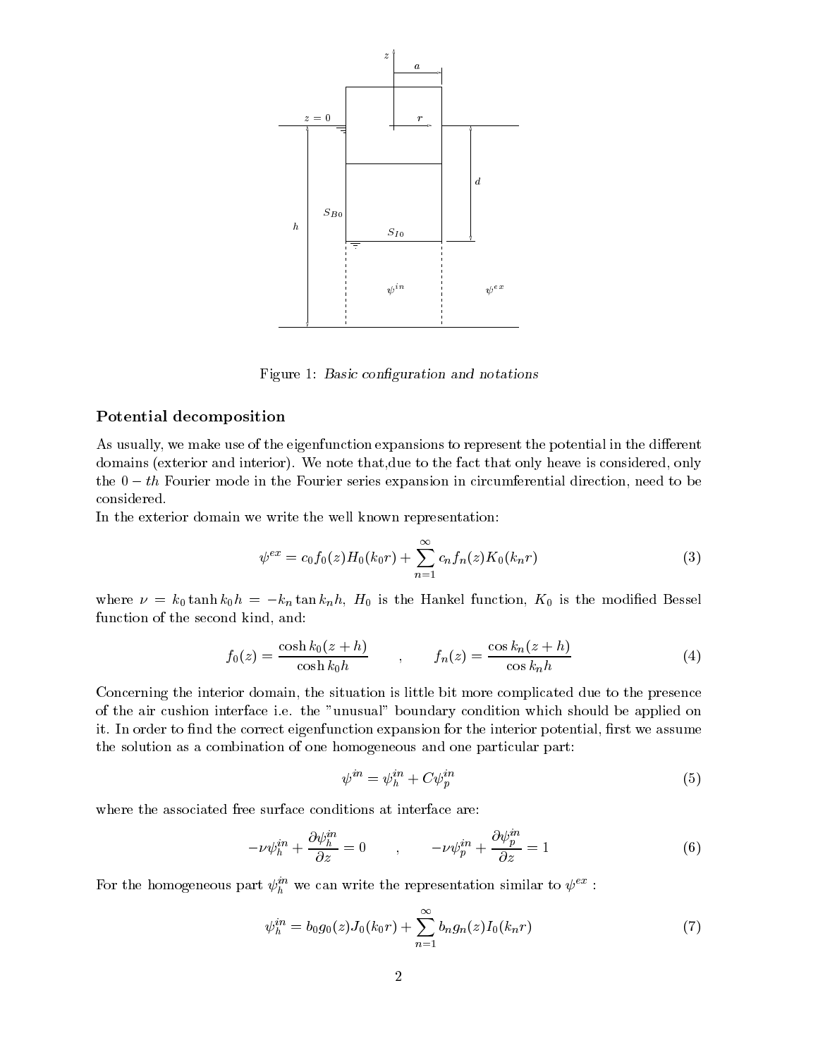Figure 1: *Basic configuration and notations*

### Potential decomposition

As usually, we make use of the eigenfunction expansions to represent the potential in the different domains (exterior and interior). We note that,due to the fact that only heave is considered, only the $0-th$ Fourier mode in the Fourier series expansion in circumferential direction, need to be considered.

In the exterior domain we write the well known representation:

$$\psi^{ex} = c_0 f_0(z) H_0(k_0 r) + \sum_{n=1}^{\infty} c_n f_n(z) K_0(k_n r) \tag{3}$$

where $\nu = k_0 \tanh k_0 h = -k_n \tan k_n h$, $H_0$ is the Hankel function, $K_0$ is the modified Bessel function of the second kind, and:

$$f_0(z) = \frac{\cosh k_0(z+h)}{\cosh k_0 h} \qquad , \qquad f_n(z) = \frac{\cos k_n(z+h)}{\cos k_n h} \tag{4}$$

Concerning the interior domain, the situation is little bit more complicated due to the presence of the air cushion interface i.e. the "unusual" boundary condition which should be applied on it. In order to find the correct eigenfunction expansion for the interior potential, first we assume the solution as a combination of one homogeneous and one particular part:

$$\psi^{in} = \psi_h^{in} + C\psi_p^{in} \tag{5}$$

where the associated free surface conditions at interface are:

$$-\nu\psi_h^{in} + \frac{\partial \psi_h^{in}}{\partial z} = 0 \qquad , \qquad -\nu\psi_p^{in} + \frac{\partial \psi_p^{in}}{\partial z} = 1 \tag{6}$$

For the homogeneous part $\psi_h^{in}$ we can write the representation similar to $\psi^{ex}$ :

$$\psi_h^{in} = b_0 g_0(z) J_0(k_0 r) + \sum_{n=1}^{\infty} b_n g_n(z) I_0(k_n r) \tag{7}$$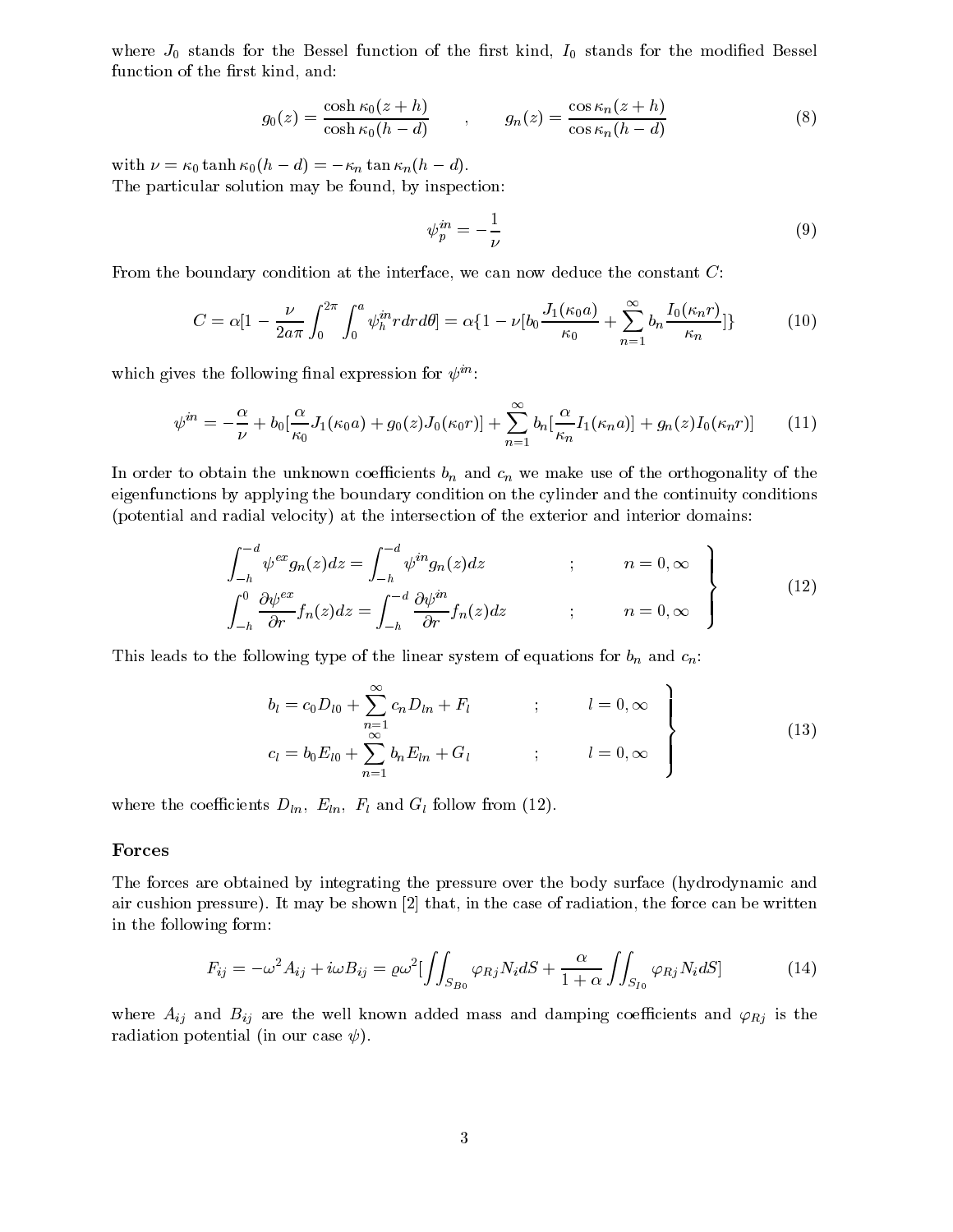where $J_0$ stands for the Bessel function of the first kind, $I_0$ stands for the modified Bessel function of the first kind, and:

$$g_0(z) = \frac{\cosh \kappa_0(z+h)}{\cosh \kappa_0(h-d)} \qquad , \qquad g_n(z) = \frac{\cos \kappa_n(z+h)}{\cos \kappa_n(h-d)} \tag{8}$$

with $\nu = \kappa_0 \tanh \kappa_0(h-d) = -\kappa_n \tan \kappa_n(h-d)$.
The particular solution may be found, by inspection:

$$\psi_p^{in} = -\frac{1}{\nu} \tag{9}$$

From the boundary condition at the interface, we can now deduce the constant $C$:

$$C = \alpha[1 - \frac{\nu}{2a\pi} \int_0^{2\pi} \int_0^a \psi_h^{in} r dr d\theta] = \alpha\{1 - \nu[b_0 \frac{J_1(\kappa_0 a)}{\kappa_0} + \sum_{n=1}^{\infty} b_n \frac{I_0(\kappa_n r)}{\kappa_n}]\} \tag{10}$$

which gives the following final expression for $\psi^{in}$:

$$\psi^{in} = -\frac{\alpha}{\nu} + b_0[\frac{\alpha}{\kappa_0} J_1(\kappa_0 a) + g_0(z) J_0(\kappa_0 r)] + \sum_{n=1}^{\infty} b_n[\frac{\alpha}{\kappa_n} I_1(\kappa_n a)] + g_n(z) I_0(\kappa_n r)] \tag{11}$$

In order to obtain the unknown coefficients $b_n$ and $c_n$ we make use of the orthogonality of the eigenfunctions by applying the boundary condition on the cylinder and the continuity conditions (potential and radial velocity) at the intersection of the exterior and interior domains:

$$\left.\begin{array}{lll} \int_{-h}^{-d} \psi^{ex} g_n(z) dz = \int_{-h}^{-d} \psi^{in} g_n(z) dz & ; & n = 0, \infty \\ \int_{-h}^{0} \frac{\partial \psi^{ex}}{\partial r} f_n(z) dz = \int_{-h}^{-d} \frac{\partial \psi^{in}}{\partial r} f_n(z) dz & ; & n = 0, \infty \end{array}\right\} \tag{12}$$

This leads to the following type of the linear system of equations for $b_n$ and $c_n$:

$$\left.\begin{array}{lll} b_l = c_0 D_{l0} + \sum_{n=1}^{\infty} c_n D_{ln} + F_l & ; & l = 0, \infty \\ c_l = b_0 E_{l0} + \sum_{n=1}^{\infty} b_n E_{ln} + G_l & ; & l = 0, \infty \end{array}\right\} \tag{13}$$

where the coefficients $D_{ln}$, $E_{ln}$, $F_l$ and $G_l$ follow from (12).

## Forces

The forces are obtained by integrating the pressure over the body surface (hydrodynamic and air cushion pressure). It may be shown [2] that, in the case of radiation, the force can be written in the following form:

$$F_{ij} = -\omega^2 A_{ij} + i\omega B_{ij} = \varrho\omega^2 [\iint_{S_{B0}} \varphi_{Rj} N_i dS + \frac{\alpha}{1+\alpha} \iint_{S_{I0}} \varphi_{Rj} N_i dS] \tag{14}$$

where $A_{ij}$ and $B_{ij}$ are the well known added mass and damping coefficients and $\varphi_{Rj}$ is the radiation potential (in our case $\psi$).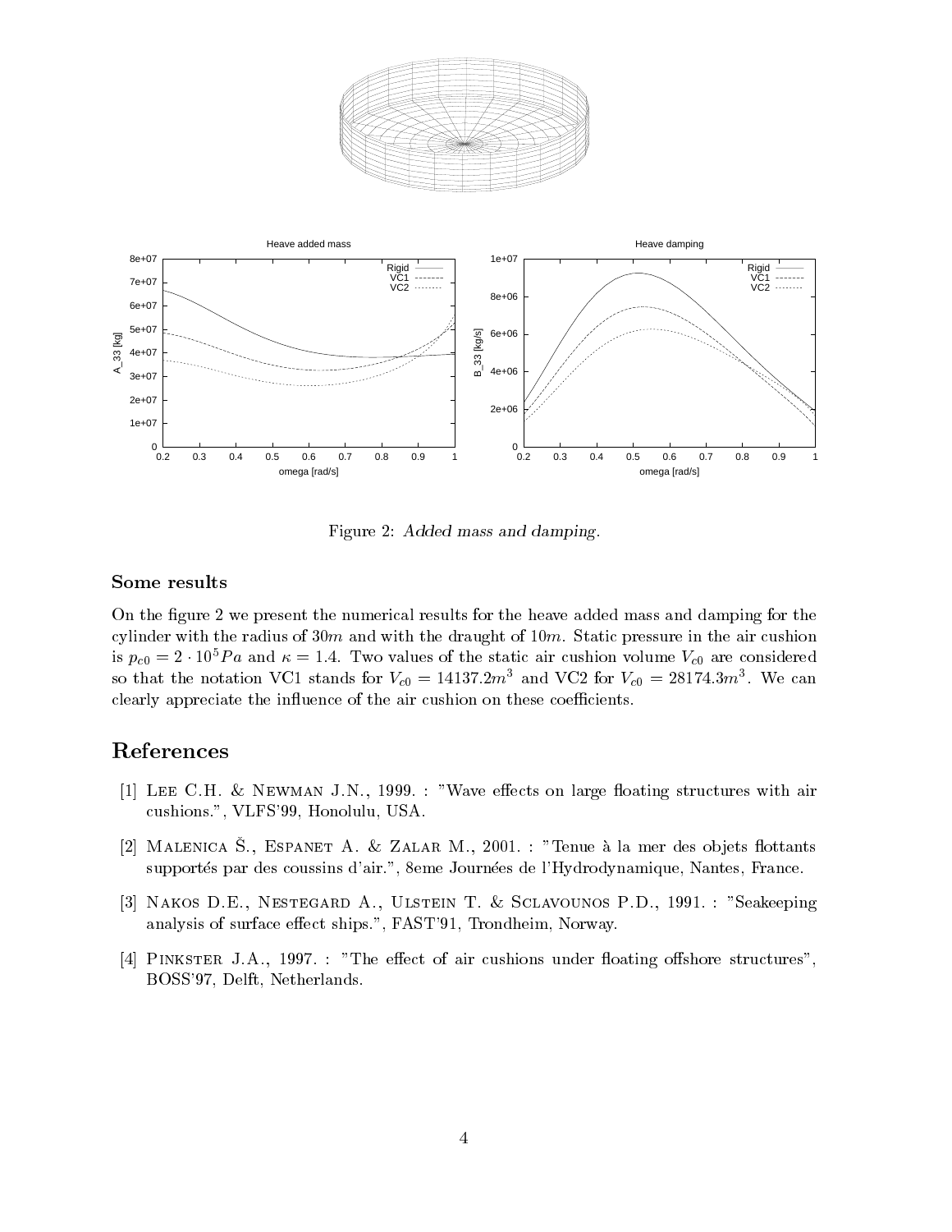Heave added mass

8e+07
7e+07
6e+07
5e+07
4e+07
3e+07
2e+07
1e+07
0

A_33 [kg]

0.2 0.3 0.4 0.5 0.6 0.7 0.8 0.9 1

omega [rad/s]

Rigid
VC1
VC2

Heave damping

1e+07
8e+06
6e+06
4e+06
2e+06
0

B_33 [kg/s]

0.2 0.3 0.4 0.5 0.6 0.7 0.8 0.9 1

omega [rad/s]

Rigid
VC1
VC2

Figure 2: *Added mass and damping.*

### Some results

On the figure 2 we present the numerical results for the heave added mass and damping for the cylinder with the radius of $30m$ and with the draught of $10m$. Static pressure in the air cushion is $p_{c0} = 2 \cdot 10^5 Pa$ and $\kappa = 1.4$. Two values of the static air cushion volume $V_{c0}$ are considered so that the notation VC1 stands for $V_{c0} = 14137.2m^3$ and VC2 for $V_{c0} = 28174.3m^3$. We can clearly appreciate the influence of the air cushion on these coefficients.

## References

[1] Lee C.H. & Newman J.N., 1999. : "Wave effects on large floating structures with air cushions.", VLFS'99, Honolulu, USA.

[2] Malenica Š., Espanet A. & Zalar M., 2001. : "Tenue à la mer des objets flottants supportés par des coussins d'air.", 8eme Journées de l'Hydrodynamique, Nantes, France.

[3] Nakos D.E., Nestegard A., Ulstein T. & Sclavounos P.D., 1991. : "Seakeeping analysis of surface effect ships.", FAST'91, Trondheim, Norway.

[4] Pinkster J.A., 1997. : "The effect of air cushions under floating offshore structures", BOSS'97, Delft, Netherlands.